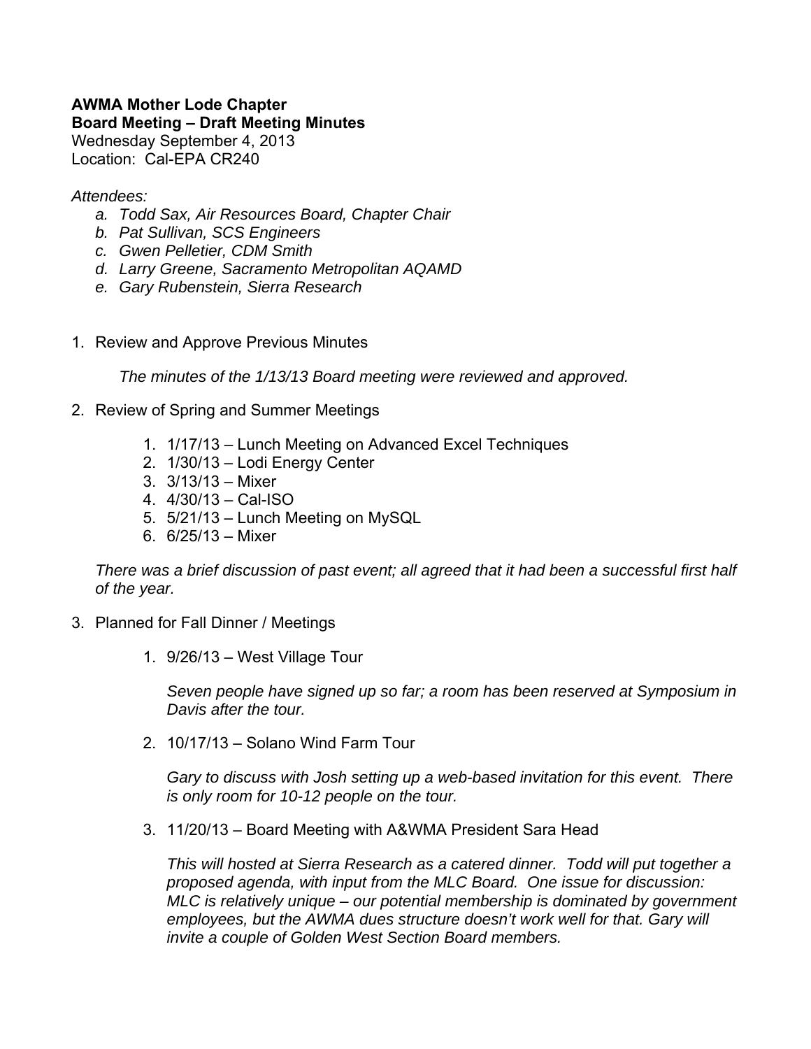**AWMA Mother Lode Chapter**
**Board Meeting – Draft Meeting Minutes**
Wednesday September 4, 2013
Location: Cal-EPA CR240

*Attendees:*

a. *Todd Sax, Air Resources Board, Chapter Chair*
b. *Pat Sullivan, SCS Engineers*
c. *Gwen Pelletier, CDM Smith*
d. *Larry Greene, Sacramento Metropolitan AQAMD*
e. *Gary Rubenstein, Sierra Research*

1. Review and Approve Previous Minutes

   *The minutes of the 1/13/13 Board meeting were reviewed and approved.*

2. Review of Spring and Summer Meetings

   1. 1/17/13 – Lunch Meeting on Advanced Excel Techniques
   2. 1/30/13 – Lodi Energy Center
   3. 3/13/13 – Mixer
   4. 4/30/13 – Cal-ISO
   5. 5/21/13 – Lunch Meeting on MySQL
   6. 6/25/13 – Mixer

   *There was a brief discussion of past event; all agreed that it had been a successful first half of the year.*

3. Planned for Fall Dinner / Meetings

   1. 9/26/13 – West Village Tour

      *Seven people have signed up so far; a room has been reserved at Symposium in Davis after the tour.*

   2. 10/17/13 – Solano Wind Farm Tour

      *Gary to discuss with Josh setting up a web-based invitation for this event. There is only room for 10-12 people on the tour.*

   3. 11/20/13 – Board Meeting with A&WMA President Sara Head

      *This will hosted at Sierra Research as a catered dinner. Todd will put together a proposed agenda, with input from the MLC Board. One issue for discussion: MLC is relatively unique – our potential membership is dominated by government employees, but the AWMA dues structure doesn't work well for that. Gary will invite a couple of Golden West Section Board members.*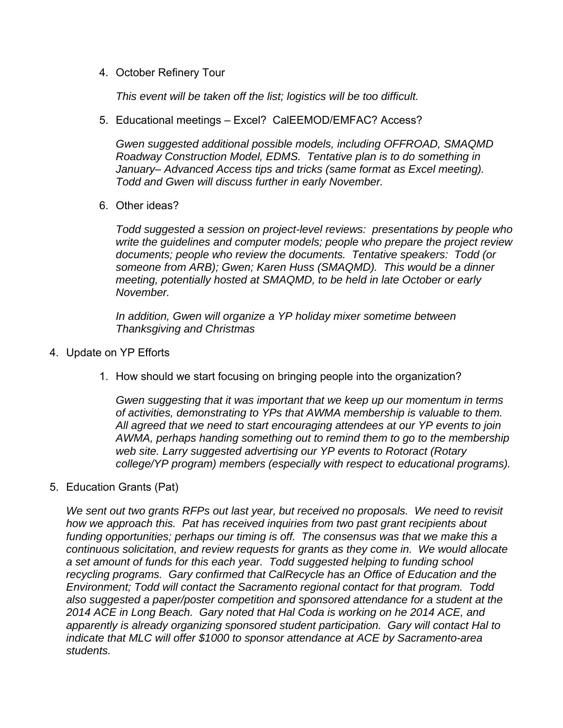4. October Refinery Tour

   *This event will be taken off the list; logistics will be too difficult.*

5. Educational meetings – Excel? CalEEMOD/EMFAC? Access?

   *Gwen suggested additional possible models, including OFFROAD, SMAQMD Roadway Construction Model, EDMS. Tentative plan is to do something in January– Advanced Access tips and tricks (same format as Excel meeting). Todd and Gwen will discuss further in early November.*

6. Other ideas?

   *Todd suggested a session on project-level reviews: presentations by people who write the guidelines and computer models; people who prepare the project review documents; people who review the documents. Tentative speakers: Todd (or someone from ARB); Gwen; Karen Huss (SMAQMD). This would be a dinner meeting, potentially hosted at SMAQMD, to be held in late October or early November.*

   *In addition, Gwen will organize a YP holiday mixer sometime between Thanksgiving and Christmas*

4. Update on YP Efforts

   1. How should we start focusing on bringing people into the organization?

      *Gwen suggesting that it was important that we keep up our momentum in terms of activities, demonstrating to YPs that AWMA membership is valuable to them. All agreed that we need to start encouraging attendees at our YP events to join AWMA, perhaps handing something out to remind them to go to the membership web site. Larry suggested advertising our YP events to Rotoract (Rotary college/YP program) members (especially with respect to educational programs).*

5. Education Grants (Pat)

   *We sent out two grants RFPs out last year, but received no proposals. We need to revisit how we approach this. Pat has received inquiries from two past grant recipients about funding opportunities; perhaps our timing is off. The consensus was that we make this a continuous solicitation, and review requests for grants as they come in. We would allocate a set amount of funds for this each year. Todd suggested helping to funding school recycling programs. Gary confirmed that CalRecycle has an Office of Education and the Environment; Todd will contact the Sacramento regional contact for that program. Todd also suggested a paper/poster competition and sponsored attendance for a student at the 2014 ACE in Long Beach. Gary noted that Hal Coda is working on he 2014 ACE, and apparently is already organizing sponsored student participation. Gary will contact Hal to indicate that MLC will offer $1000 to sponsor attendance at ACE by Sacramento-area students.*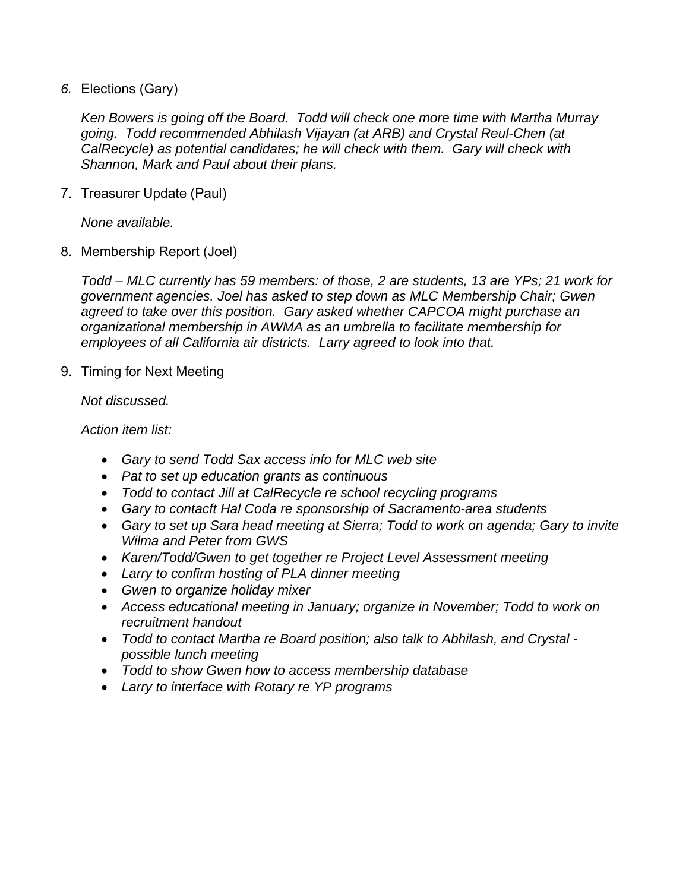6. Elections (Gary)

   *Ken Bowers is going off the Board. Todd will check one more time with Martha Murray going. Todd recommended Abhilash Vijayan (at ARB) and Crystal Reul-Chen (at CalRecycle) as potential candidates; he will check with them. Gary will check with Shannon, Mark and Paul about their plans.*

7. Treasurer Update (Paul)

   *None available.*

8. Membership Report (Joel)

   *Todd – MLC currently has 59 members: of those, 2 are students, 13 are YPs; 21 work for government agencies. Joel has asked to step down as MLC Membership Chair; Gwen agreed to take over this position. Gary asked whether CAPCOA might purchase an organizational membership in AWMA as an umbrella to facilitate membership for employees of all California air districts. Larry agreed to look into that.*

9. Timing for Next Meeting

   *Not discussed.*

   *Action item list:*

   - *Gary to send Todd Sax access info for MLC web site*
   - *Pat to set up education grants as continuous*
   - *Todd to contact Jill at CalRecycle re school recycling programs*
   - *Gary to contacft Hal Coda re sponsorship of Sacramento-area students*
   - *Gary to set up Sara head meeting at Sierra; Todd to work on agenda; Gary to invite Wilma and Peter from GWS*
   - *Karen/Todd/Gwen to get together re Project Level Assessment meeting*
   - *Larry to confirm hosting of PLA dinner meeting*
   - *Gwen to organize holiday mixer*
   - *Access educational meeting in January; organize in November; Todd to work on recruitment handout*
   - *Todd to contact Martha re Board position; also talk to Abhilash, and Crystal - possible lunch meeting*
   - *Todd to show Gwen how to access membership database*
   - *Larry to interface with Rotary re YP programs*